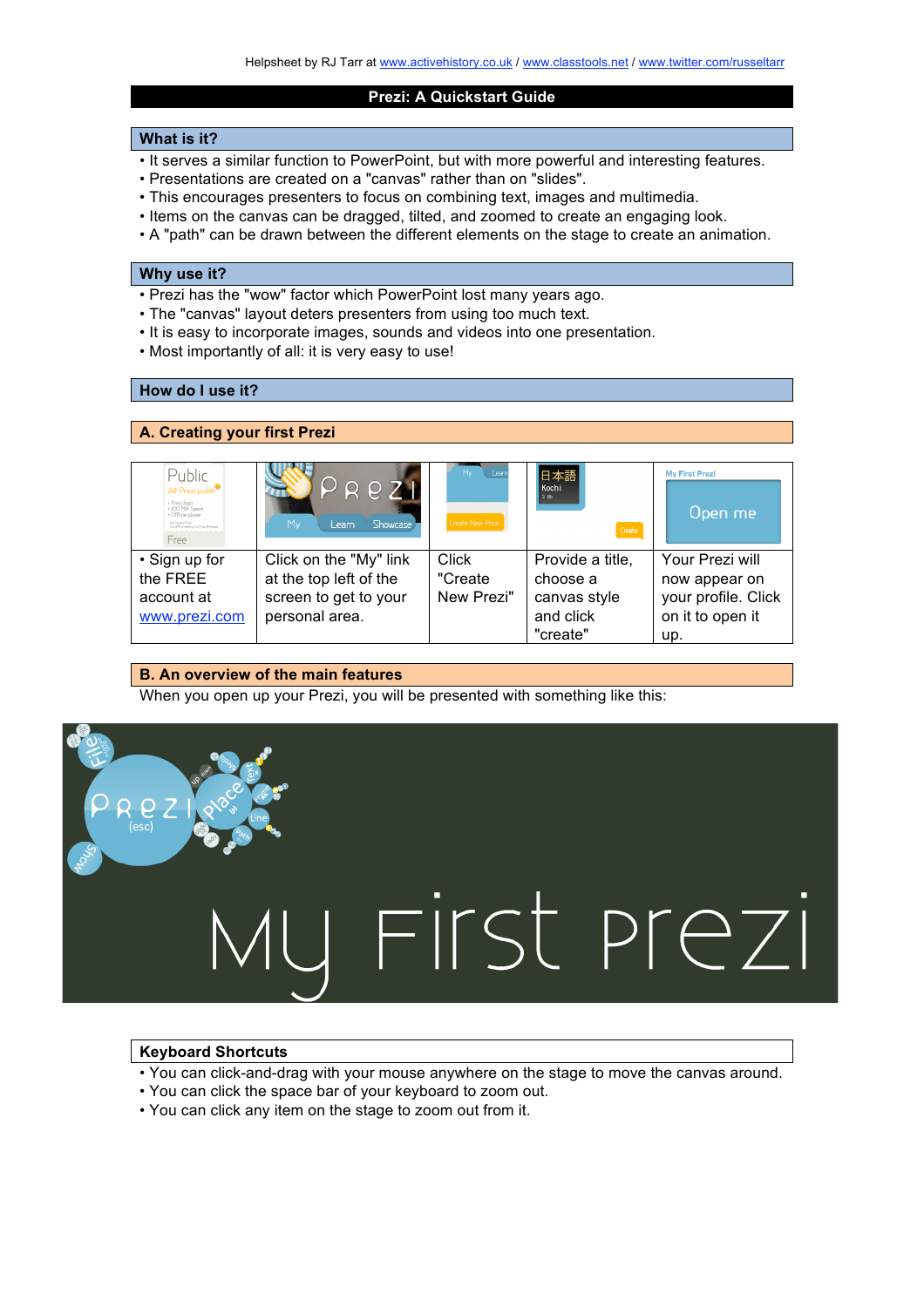Helpsheet by RJ Tarr at www.activehistory.co.uk / www.classtools.net / www.twitter.com/russeltarr

# Prezi: A Quickstart Guide

## What is it?

- It serves a similar function to PowerPoint, but with more powerful and interesting features.
- Presentations are created on a "canvas" rather than on "slides".
- This encourages presenters to focus on combining text, images and multimedia.
- Items on the canvas can be dragged, tilted, and zoomed to create an engaging look.
- A "path" can be drawn between the different elements on the stage to create an animation.

## Why use it?

- Prezi has the "wow" factor which PowerPoint lost many years ago.
- The "canvas" layout deters presenters from using too much text.
- It is easy to incorporate images, sounds and videos into one presentation.
- Most importantly of all: it is very easy to use!

## How do I use it?

### A. Creating your first Prezi

| | | | | |
|---|---|---|---|---|
| • Sign up for the FREE account at www.prezi.com | Click on the "My" link at the top left of the screen to get to your personal area. | Click "Create New Prezi" | Provide a title, choose a canvas style and click "create" | Your Prezi will now appear on your profile. Click on it to open it up. |

### B. An overview of the main features

When you open up your Prezi, you will be presented with something like this:

## Keyboard Shortcuts

- You can click-and-drag with your mouse anywhere on the stage to move the canvas around.
- You can click the space bar of your keyboard to zoom out.
- You can click any item on the stage to zoom out from it.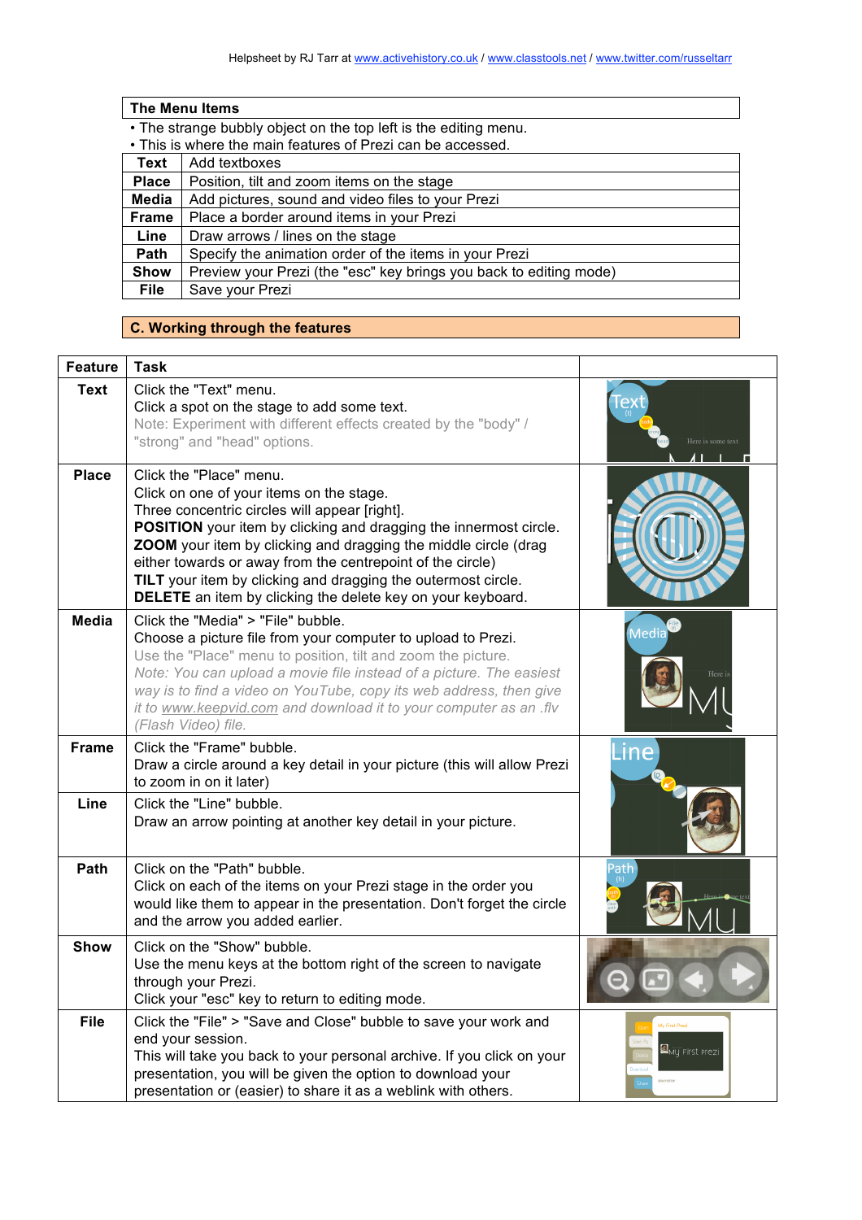Helpsheet by RJ Tarr at www.activehistory.co.uk / www.classtools.net / www.twitter.com/russeltarr

**The Menu Items**

- The strange bubbly object on the top left is the editing menu.
- This is where the main features of Prezi can be accessed.

| | |
|---|---|
| **Text** | Add textboxes |
| **Place** | Position, tilt and zoom items on the stage |
| **Media** | Add pictures, sound and video files to your Prezi |
| **Frame** | Place a border around items in your Prezi |
| **Line** | Draw arrows / lines on the stage |
| **Path** | Specify the animation order of the items in your Prezi |
| **Show** | Preview your Prezi (the "esc" key brings you back to editing mode) |
| **File** | Save your Prezi |

## C. Working through the features

| Feature | Task | |
|---|---|---|
| **Text** | Click the "Text" menu.<br>Click a spot on the stage to add some text.<br>Note: Experiment with different effects created by the "body" / "strong" and "head" options. | |
| **Place** | Click the "Place" menu.<br>Click on one of your items on the stage.<br>Three concentric circles will appear [right].<br>**POSITION** your item by clicking and dragging the innermost circle.<br>**ZOOM** your item by clicking and dragging the middle circle (drag either towards or away from the centrepoint of the circle)<br>**TILT** your item by clicking and dragging the outermost circle.<br>**DELETE** an item by clicking the delete key on your keyboard. | |
| **Media** | Click the "Media" > "File" bubble.<br>Choose a picture file from your computer to upload to Prezi.<br>Use the "Place" menu to position, tilt and zoom the picture.<br>*Note: You can upload a movie file instead of a picture. The easiest way is to find a video on YouTube, copy its web address, then give it to www.keepvid.com and download it to your computer as an .flv (Flash Video) file.* | |
| **Frame** | Click the "Frame" bubble.<br>Draw a circle around a key detail in your picture (this will allow Prezi to zoom in on it later) | |
| **Line** | Click the "Line" bubble.<br>Draw an arrow pointing at another key detail in your picture. | |
| **Path** | Click on the "Path" bubble.<br>Click on each of the items on your Prezi stage in the order you would like them to appear in the presentation. Don't forget the circle and the arrow you added earlier. | |
| **Show** | Click on the "Show" bubble.<br>Use the menu keys at the bottom right of the screen to navigate through your Prezi.<br>Click your "esc" key to return to editing mode. | |
| **File** | Click the "File" > "Save and Close" bubble to save your work and end your session.<br>This will take you back to your personal archive. If you click on your presentation, you will be given the option to download your presentation or (easier) to share it as a weblink with others. | |